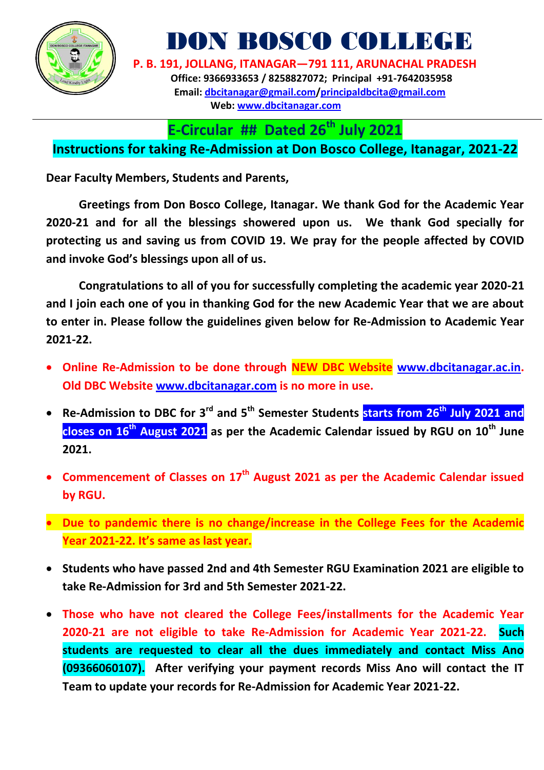# DON BOSCO COLLEGE

**P. B. 191, JOLLANG, ITANAGAR—791 111, ARUNACHAL PRADESH**

**Office: 9366933653 / 8258827072; Principal +91-7642035958**

**Email: dbcitanagar@gmail.com/principaldbcita@gmail.com**

**Web: www.dbcitanagar.com**

## E-Circular ## Dated 26th July 2021

## Instructions for taking Re-Admission at Don Bosco College, Itanagar, 2021-22

**Dear Faculty Members, Students and Parents,**

**Greetings from Don Bosco College, Itanagar. We thank God for the Academic Year 2020-21 and for all the blessings showered upon us. We thank God specially for protecting us and saving us from COVID 19. We pray for the people affected by COVID and invoke God's blessings upon all of us.**

**Congratulations to all of you for successfully completing the academic year 2020-21 and I join each one of you in thanking God for the new Academic Year that we are about to enter in. Please follow the guidelines given below for Re-Admission to Academic Year 2021-22.**

- **Online Re-Admission to be done through NEW DBC Website www.dbcitanagar.ac.in. Old DBC Website www.dbcitanagar.com is no more in use.**
- **Re-Admission to DBC for 3rd and 5th Semester Students starts from 26th July 2021 and closes on 16th August 2021 as per the Academic Calendar issued by RGU on 10th June 2021.**
- **Commencement of Classes on 17th August 2021 as per the Academic Calendar issued by RGU.**
- **Due to pandemic there is no change/increase in the College Fees for the Academic Year 2021-22. It's same as last year.**
- **Students who have passed 2nd and 4th Semester RGU Examination 2021 are eligible to take Re-Admission for 3rd and 5th Semester 2021-22.**
- **Those who have not cleared the College Fees/installments for the Academic Year 2020-21 are not eligible to take Re-Admission for Academic Year 2021-22. Such students are requested to clear all the dues immediately and contact Miss Ano (09366060107). After verifying your payment records Miss Ano will contact the IT Team to update your records for Re-Admission for Academic Year 2021-22.**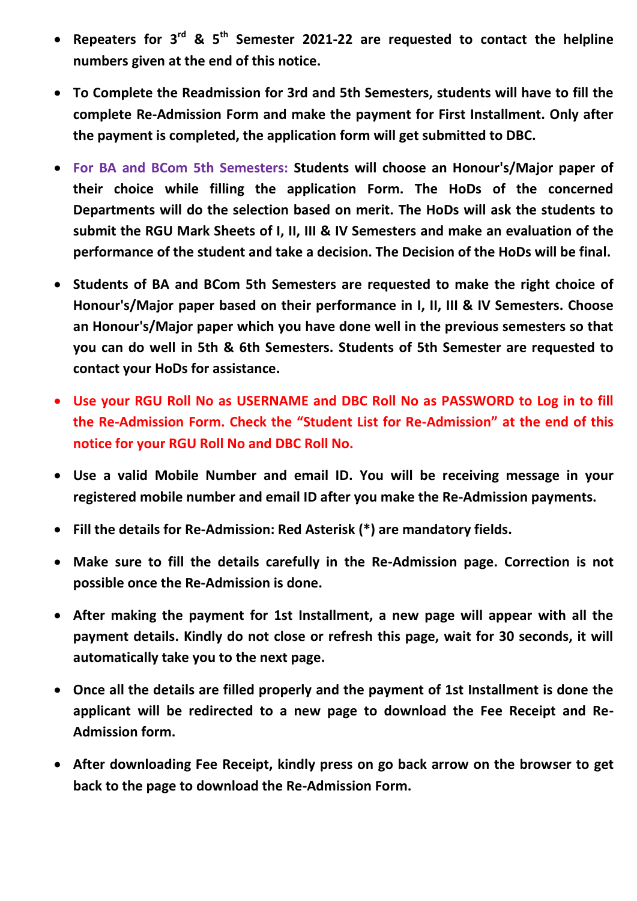- **Repeaters for 3rd & 5th Semester 2021-22 are requested to contact the helpline numbers given at the end of this notice.**

- **To Complete the Readmission for 3rd and 5th Semesters, students will have to fill the complete Re-Admission Form and make the payment for First Installment. Only after the payment is completed, the application form will get submitted to DBC.**

- **For BA and BCom 5th Semesters: Students will choose an Honour's/Major paper of their choice while filling the application Form. The HoDs of the concerned Departments will do the selection based on merit. The HoDs will ask the students to submit the RGU Mark Sheets of I, II, III & IV Semesters and make an evaluation of the performance of the student and take a decision. The Decision of the HoDs will be final.**

- **Students of BA and BCom 5th Semesters are requested to make the right choice of Honour's/Major paper based on their performance in I, II, III & IV Semesters. Choose an Honour's/Major paper which you have done well in the previous semesters so that you can do well in 5th & 6th Semesters. Students of 5th Semester are requested to contact your HoDs for assistance.**

- **Use your RGU Roll No as USERNAME and DBC Roll No as PASSWORD to Log in to fill the Re-Admission Form. Check the "Student List for Re-Admission" at the end of this notice for your RGU Roll No and DBC Roll No.**

- **Use a valid Mobile Number and email ID. You will be receiving message in your registered mobile number and email ID after you make the Re-Admission payments.**

- **Fill the details for Re-Admission: Red Asterisk (*) are mandatory fields.**

- **Make sure to fill the details carefully in the Re-Admission page. Correction is not possible once the Re-Admission is done.**

- **After making the payment for 1st Installment, a new page will appear with all the payment details. Kindly do not close or refresh this page, wait for 30 seconds, it will automatically take you to the next page.**

- **Once all the details are filled properly and the payment of 1st Installment is done the applicant will be redirected to a new page to download the Fee Receipt and Re-Admission form.**

- **After downloading Fee Receipt, kindly press on go back arrow on the browser to get back to the page to download the Re-Admission Form.**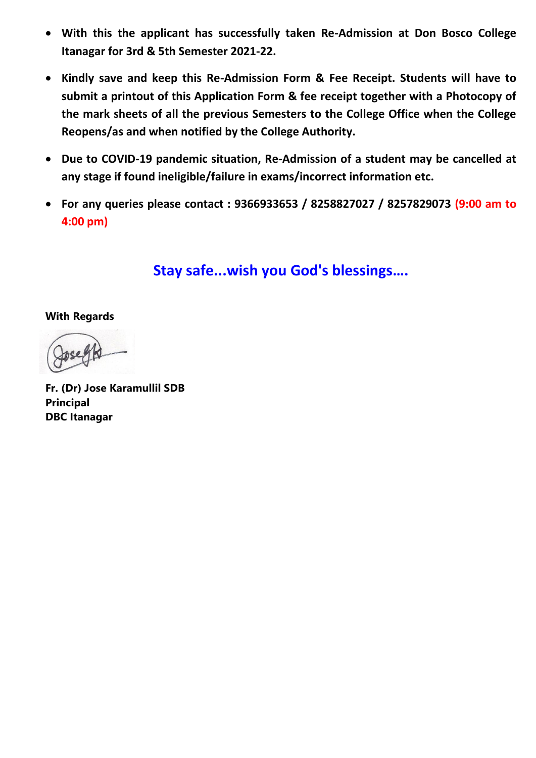- **With this the applicant has successfully taken Re-Admission at Don Bosco College Itanagar for 3rd & 5th Semester 2021-22.**
- **Kindly save and keep this Re-Admission Form & Fee Receipt. Students will have to submit a printout of this Application Form & fee receipt together with a Photocopy of the mark sheets of all the previous Semesters to the College Office when the College Reopens/as and when notified by the College Authority.**
- **Due to COVID-19 pandemic situation, Re-Admission of a student may be cancelled at any stage if found ineligible/failure in exams/incorrect information etc.**
- **For any queries please contact : 9366933653 / 8258827027 / 8257829073 (9:00 am to 4:00 pm)**

## Stay safe...wish you God's blessings....

**With Regards**

**Fr. (Dr) Jose Karamullil SDB**
**Principal**
**DBC Itanagar**